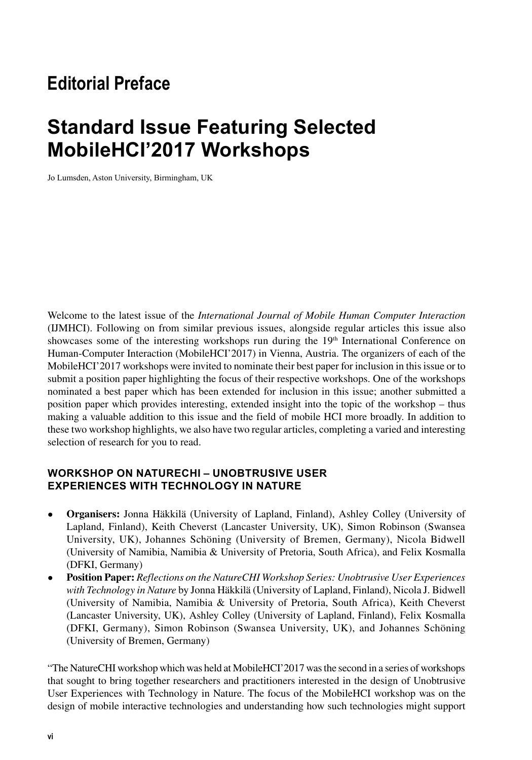# Editorial Preface

## Standard Issue Featuring Selected MobileHCI'2017 Workshops

Jo Lumsden, Aston University, Birmingham, UK

Welcome to the latest issue of the *International Journal of Mobile Human Computer Interaction* (IJMHCI). Following on from similar previous issues, alongside regular articles this issue also showcases some of the interesting workshops run during the 19th International Conference on Human-Computer Interaction (MobileHCI'2017) in Vienna, Austria. The organizers of each of the MobileHCI'2017 workshops were invited to nominate their best paper for inclusion in this issue or to submit a position paper highlighting the focus of their respective workshops. One of the workshops nominated a best paper which has been extended for inclusion in this issue; another submitted a position paper which provides interesting, extended insight into the topic of the workshop – thus making a valuable addition to this issue and the field of mobile HCI more broadly. In addition to these two workshop highlights, we also have two regular articles, completing a varied and interesting selection of research for you to read.

### WORKSHOP ON NATURECHI – UNOBTRUSIVE USER EXPERIENCES WITH TECHNOLOGY IN NATURE

- **Organisers:** Jonna Häkkilä (University of Lapland, Finland), Ashley Colley (University of Lapland, Finland), Keith Cheverst (Lancaster University, UK), Simon Robinson (Swansea University, UK), Johannes Schöning (University of Bremen, Germany), Nicola Bidwell (University of Namibia, Namibia & University of Pretoria, South Africa), and Felix Kosmalla (DFKI, Germany)
- **Position Paper:** *Reflections on the NatureCHI Workshop Series: Unobtrusive User Experiences with Technology in Nature* by Jonna Häkkilä (University of Lapland, Finland), Nicola J. Bidwell (University of Namibia, Namibia & University of Pretoria, South Africa), Keith Cheverst (Lancaster University, UK), Ashley Colley (University of Lapland, Finland), Felix Kosmalla (DFKI, Germany), Simon Robinson (Swansea University, UK), and Johannes Schöning (University of Bremen, Germany)

"The NatureCHI workshop which was held at MobileHCI'2017 was the second in a series of workshops that sought to bring together researchers and practitioners interested in the design of Unobtrusive User Experiences with Technology in Nature. The focus of the MobileHCI workshop was on the design of mobile interactive technologies and understanding how such technologies might support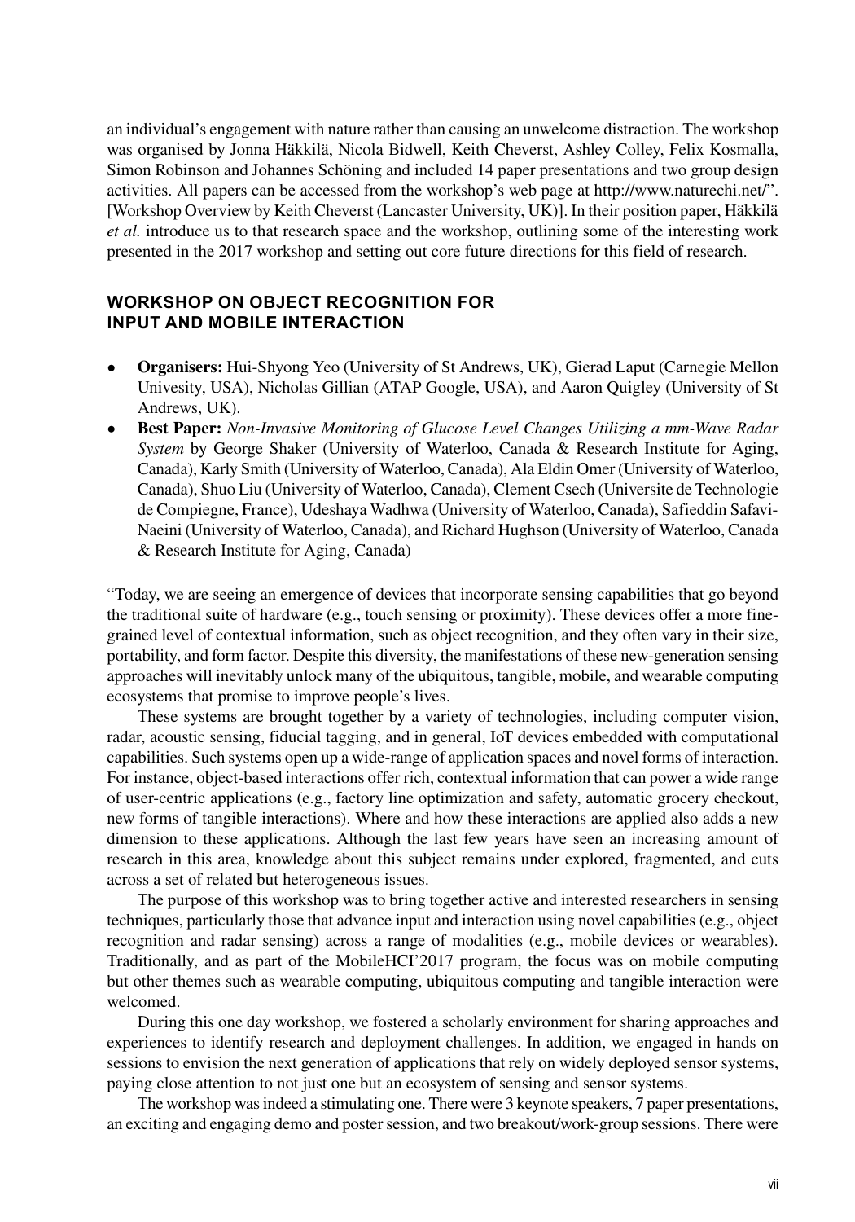an individual's engagement with nature rather than causing an unwelcome distraction. The workshop was organised by Jonna Häkkilä, Nicola Bidwell, Keith Cheverst, Ashley Colley, Felix Kosmalla, Simon Robinson and Johannes Schöning and included 14 paper presentations and two group design activities. All papers can be accessed from the workshop's web page at http://www.naturechi.net/". [Workshop Overview by Keith Cheverst (Lancaster University, UK)]. In their position paper, Häkkilä *et al.* introduce us to that research space and the workshop, outlining some of the interesting work presented in the 2017 workshop and setting out core future directions for this field of research.

## WORKSHOP ON OBJECT RECOGNITION FOR INPUT AND MOBILE INTERACTION

- **Organisers:** Hui-Shyong Yeo (University of St Andrews, UK), Gierad Laput (Carnegie Mellon Univesity, USA), Nicholas Gillian (ATAP Google, USA), and Aaron Quigley (University of St Andrews, UK).
- **Best Paper:** *Non-Invasive Monitoring of Glucose Level Changes Utilizing a mm-Wave Radar System* by George Shaker (University of Waterloo, Canada & Research Institute for Aging, Canada), Karly Smith (University of Waterloo, Canada), Ala Eldin Omer (University of Waterloo, Canada), Shuo Liu (University of Waterloo, Canada), Clement Csech (Universite de Technologie de Compiegne, France), Udeshaya Wadhwa (University of Waterloo, Canada), Safieddin Safavi-Naeini (University of Waterloo, Canada), and Richard Hughson (University of Waterloo, Canada & Research Institute for Aging, Canada)

"Today, we are seeing an emergence of devices that incorporate sensing capabilities that go beyond the traditional suite of hardware (e.g., touch sensing or proximity). These devices offer a more fine-grained level of contextual information, such as object recognition, and they often vary in their size, portability, and form factor. Despite this diversity, the manifestations of these new-generation sensing approaches will inevitably unlock many of the ubiquitous, tangible, mobile, and wearable computing ecosystems that promise to improve people's lives.

These systems are brought together by a variety of technologies, including computer vision, radar, acoustic sensing, fiducial tagging, and in general, IoT devices embedded with computational capabilities. Such systems open up a wide-range of application spaces and novel forms of interaction. For instance, object-based interactions offer rich, contextual information that can power a wide range of user-centric applications (e.g., factory line optimization and safety, automatic grocery checkout, new forms of tangible interactions). Where and how these interactions are applied also adds a new dimension to these applications. Although the last few years have seen an increasing amount of research in this area, knowledge about this subject remains under explored, fragmented, and cuts across a set of related but heterogeneous issues.

The purpose of this workshop was to bring together active and interested researchers in sensing techniques, particularly those that advance input and interaction using novel capabilities (e.g., object recognition and radar sensing) across a range of modalities (e.g., mobile devices or wearables). Traditionally, and as part of the MobileHCI'2017 program, the focus was on mobile computing but other themes such as wearable computing, ubiquitous computing and tangible interaction were welcomed.

During this one day workshop, we fostered a scholarly environment for sharing approaches and experiences to identify research and deployment challenges. In addition, we engaged in hands on sessions to envision the next generation of applications that rely on widely deployed sensor systems, paying close attention to not just one but an ecosystem of sensing and sensor systems.

The workshop was indeed a stimulating one. There were 3 keynote speakers, 7 paper presentations, an exciting and engaging demo and poster session, and two breakout/work-group sessions. There were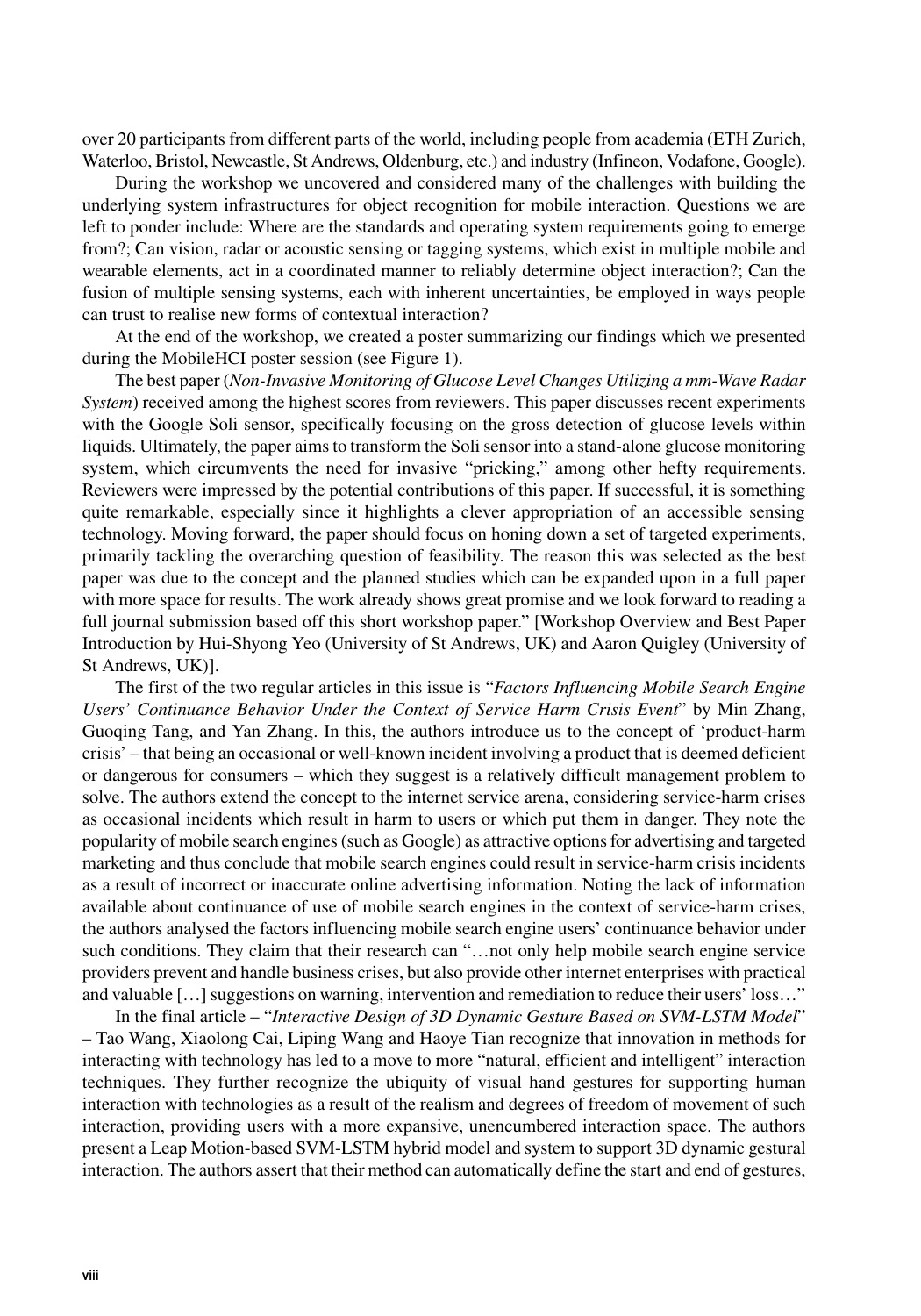over 20 participants from different parts of the world, including people from academia (ETH Zurich, Waterloo, Bristol, Newcastle, St Andrews, Oldenburg, etc.) and industry (Infineon, Vodafone, Google).

During the workshop we uncovered and considered many of the challenges with building the underlying system infrastructures for object recognition for mobile interaction. Questions we are left to ponder include: Where are the standards and operating system requirements going to emerge from?; Can vision, radar or acoustic sensing or tagging systems, which exist in multiple mobile and wearable elements, act in a coordinated manner to reliably determine object interaction?; Can the fusion of multiple sensing systems, each with inherent uncertainties, be employed in ways people can trust to realise new forms of contextual interaction?

At the end of the workshop, we created a poster summarizing our findings which we presented during the MobileHCI poster session (see Figure 1).

The best paper (*Non-Invasive Monitoring of Glucose Level Changes Utilizing a mm-Wave Radar System*) received among the highest scores from reviewers. This paper discusses recent experiments with the Google Soli sensor, specifically focusing on the gross detection of glucose levels within liquids. Ultimately, the paper aims to transform the Soli sensor into a stand-alone glucose monitoring system, which circumvents the need for invasive "pricking," among other hefty requirements. Reviewers were impressed by the potential contributions of this paper. If successful, it is something quite remarkable, especially since it highlights a clever appropriation of an accessible sensing technology. Moving forward, the paper should focus on honing down a set of targeted experiments, primarily tackling the overarching question of feasibility. The reason this was selected as the best paper was due to the concept and the planned studies which can be expanded upon in a full paper with more space for results. The work already shows great promise and we look forward to reading a full journal submission based off this short workshop paper." [Workshop Overview and Best Paper Introduction by Hui-Shyong Yeo (University of St Andrews, UK) and Aaron Quigley (University of St Andrews, UK)].

The first of the two regular articles in this issue is "*Factors Influencing Mobile Search Engine Users' Continuance Behavior Under the Context of Service Harm Crisis Event*" by Min Zhang, Guoqing Tang, and Yan Zhang. In this, the authors introduce us to the concept of 'product-harm crisis' – that being an occasional or well-known incident involving a product that is deemed deficient or dangerous for consumers – which they suggest is a relatively difficult management problem to solve. The authors extend the concept to the internet service arena, considering service-harm crises as occasional incidents which result in harm to users or which put them in danger. They note the popularity of mobile search engines (such as Google) as attractive options for advertising and targeted marketing and thus conclude that mobile search engines could result in service-harm crisis incidents as a result of incorrect or inaccurate online advertising information. Noting the lack of information available about continuance of use of mobile search engines in the context of service-harm crises, the authors analysed the factors influencing mobile search engine users' continuance behavior under such conditions. They claim that their research can "…not only help mobile search engine service providers prevent and handle business crises, but also provide other internet enterprises with practical and valuable […] suggestions on warning, intervention and remediation to reduce their users' loss…"

In the final article – "*Interactive Design of 3D Dynamic Gesture Based on SVM-LSTM Model*" – Tao Wang, Xiaolong Cai, Liping Wang and Haoye Tian recognize that innovation in methods for interacting with technology has led to a move to more "natural, efficient and intelligent" interaction techniques. They further recognize the ubiquity of visual hand gestures for supporting human interaction with technologies as a result of the realism and degrees of freedom of movement of such interaction, providing users with a more expansive, unencumbered interaction space. The authors present a Leap Motion-based SVM-LSTM hybrid model and system to support 3D dynamic gestural interaction. The authors assert that their method can automatically define the start and end of gestures,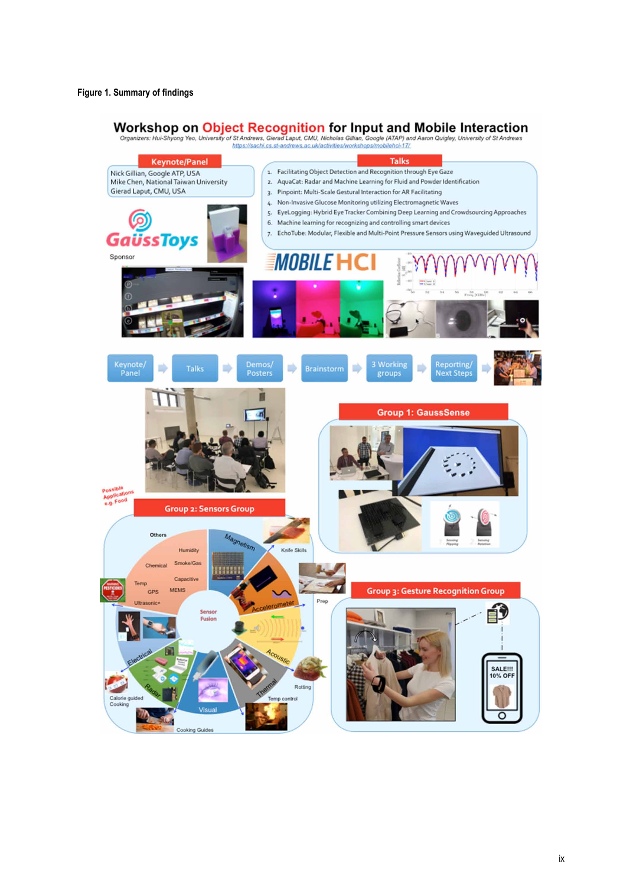**Figure 1. Summary of findings**

# Workshop on Object Recognition for Input and Mobile Interaction

*Organizers: Hui-Shyong Yeo, University of St Andrews, Gierad Laput, CMU, Nicholas Gillian, Google (ATAP) and Aaron Quigley, University of St Andrews*

https://sachi.cs.st-andrews.ac.uk/activities/workshops/mobilehci-17/

## Keynote/Panel

Nick Gillian, Google ATP, USA
Mike Chen, National Taiwan University
Gierad Laput, CMU, USA

GaussToys

Sponsor

## Talks

1. Facilitating Object Detection and Recognition through Eye Gaze
2. AquaCat: Radar and Machine Learning for Fluid and Powder Identification
3. Pinpoint: Multi-Scale Gestural Interaction for AR Facilitating
4. Non-Invasive Glucose Monitoring utilizing Electromagnetic Waves
5. EyeLogging: Hybrid Eye Tracker Combining Deep Learning and Crowdsourcing Approaches
6. Machine learning for recognizing and controlling smart devices
7. EchoTube: Modular, Flexible and Multi-Point Pressure Sensors using Waveguided Ultrasound

MOBILE HCI

Keynote/Panel → Talks → Demos/Posters → Brainstorm → 3 Working groups → Reporting/Next Steps

## Group 1: GaussSense

## Group 2: Sensors Group

Possible Applications e.g. Food

Others, Humidity, Chemical, Smoke/Gas, Capacitive, Temp, GPS, MEMS, Ultrasonic+, Magnetism, Accelerometer, Acoustic, Thermal, Visual, Radar, Electrical, Sensor Fusion

Knife Skills, Prep, Rotting, Temp control, Cooking Guides, Calorie guided Cooking

## Group 3: Gesture Recognition Group

SALE!!! 10% OFF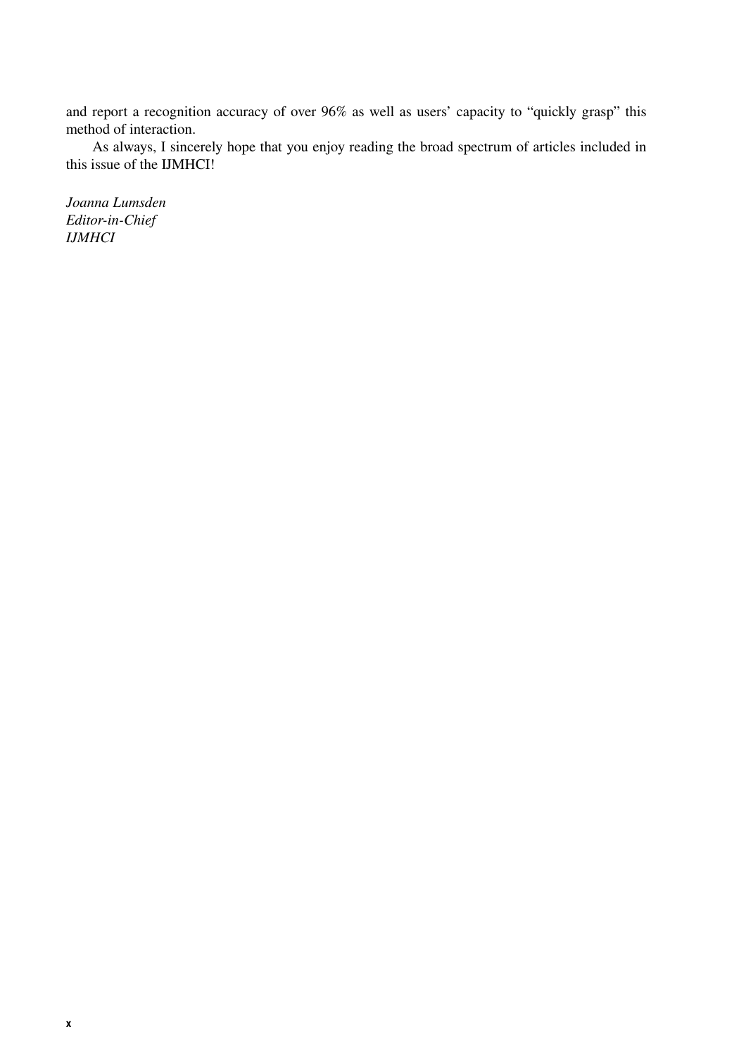and report a recognition accuracy of over 96% as well as users' capacity to "quickly grasp" this method of interaction.

As always, I sincerely hope that you enjoy reading the broad spectrum of articles included in this issue of the IJMHCI!

*Joanna Lumsden*
*Editor-in-Chief*
*IJMHCI*